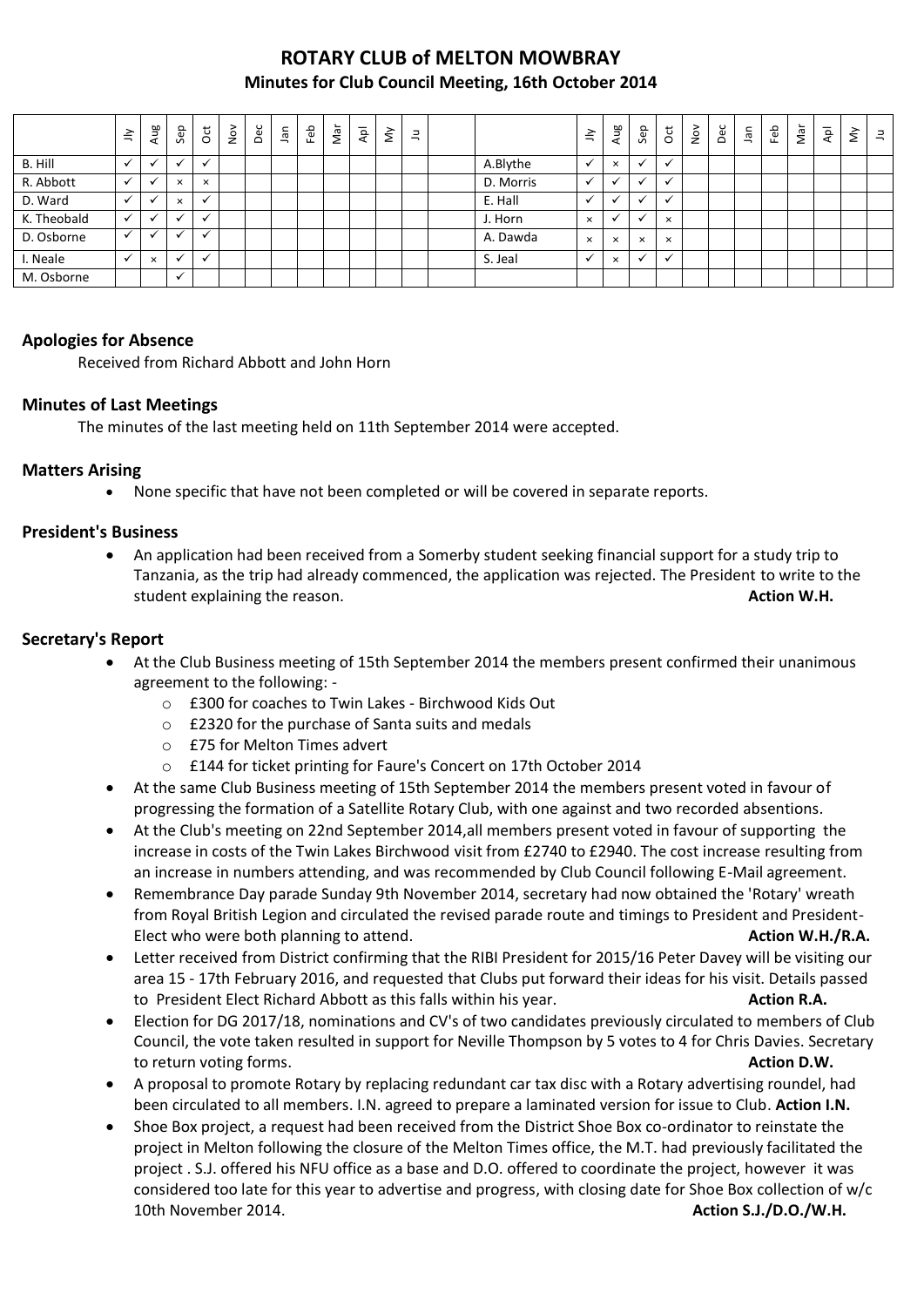# ROTARY CLUB of MELTON MOWBRAY

## Minutes for Club Council Meeting, 16th October 2014

| | Jly | Aug | Sep | Oct | Nov | Dec | Jan | Feb | Mar | Apl | My | Ju | | | Jly | Aug | Sep | Oct | Nov | Dec | Jan | Feb | Mar | Apl | My | Ju |
|---|---|---|---|---|---|---|---|---|---|---|---|---|---|---|---|---|---|---|---|---|---|---|---|---|---|---|
| B. Hill | ✓ | ✓ | ✓ | ✓ | | | | | | | | | | A.Blythe | ✓ | × | ✓ | ✓ | | | | | | | | |
| R. Abbott | ✓ | ✓ | × | × | | | | | | | | | | D. Morris | ✓ | ✓ | ✓ | ✓ | | | | | | | | |
| D. Ward | ✓ | ✓ | × | ✓ | | | | | | | | | | E. Hall | ✓ | ✓ | ✓ | ✓ | | | | | | | | |
| K. Theobald | ✓ | ✓ | ✓ | ✓ | | | | | | | | | | J. Horn | × | ✓ | ✓ | × | | | | | | | | |
| D. Osborne | ✓ | ✓ | ✓ | ✓ | | | | | | | | | | A. Dawda | × | × | × | × | | | | | | | | |
| I. Neale | ✓ | × | ✓ | ✓ | | | | | | | | | | S. Jeal | ✓ | × | ✓ | ✓ | | | | | | | | |
| M. Osborne | | | ✓ | | | | | | | | | | | | | | | | | | | | | | | |

### Apologies for Absence

Received from Richard Abbott and John Horn

### Minutes of Last Meetings

The minutes of the last meeting held on 11th September 2014 were accepted.

### Matters Arising

- None specific that have not been completed or will be covered in separate reports.

### President's Business

- An application had been received from a Somerby student seeking financial support for a study trip to Tanzania, as the trip had already commenced, the application was rejected. The President to write to the student explaining the reason. **Action W.H.**

### Secretary's Report

- At the Club Business meeting of 15th September 2014 the members present confirmed their unanimous agreement to the following: -
  - £300 for coaches to Twin Lakes - Birchwood Kids Out
  - £2320 for the purchase of Santa suits and medals
  - £75 for Melton Times advert
  - £144 for ticket printing for Faure's Concert on 17th October 2014
- At the same Club Business meeting of 15th September 2014 the members present voted in favour of progressing the formation of a Satellite Rotary Club, with one against and two recorded absentions.
- At the Club's meeting on 22nd September 2014,all members present voted in favour of supporting the increase in costs of the Twin Lakes Birchwood visit from £2740 to £2940. The cost increase resulting from an increase in numbers attending, and was recommended by Club Council following E-Mail agreement.
- Remembrance Day parade Sunday 9th November 2014, secretary had now obtained the 'Rotary' wreath from Royal British Legion and circulated the revised parade route and timings to President and President-Elect who were both planning to attend. **Action W.H./R.A.**
- Letter received from District confirming that the RIBI President for 2015/16 Peter Davey will be visiting our area 15 - 17th February 2016, and requested that Clubs put forward their ideas for his visit. Details passed to President Elect Richard Abbott as this falls within his year. **Action R.A.**
- Election for DG 2017/18, nominations and CV's of two candidates previously circulated to members of Club Council, the vote taken resulted in support for Neville Thompson by 5 votes to 4 for Chris Davies. Secretary to return voting forms. **Action D.W.**
- A proposal to promote Rotary by replacing redundant car tax disc with a Rotary advertising roundel, had been circulated to all members. I.N. agreed to prepare a laminated version for issue to Club. **Action I.N.**
- Shoe Box project, a request had been received from the District Shoe Box co-ordinator to reinstate the project in Melton following the closure of the Melton Times office, the M.T. had previously facilitated the project . S.J. offered his NFU office as a base and D.O. offered to coordinate the project, however it was considered too late for this year to advertise and progress, with closing date for Shoe Box collection of w/c 10th November 2014. **Action S.J./D.O./W.H.**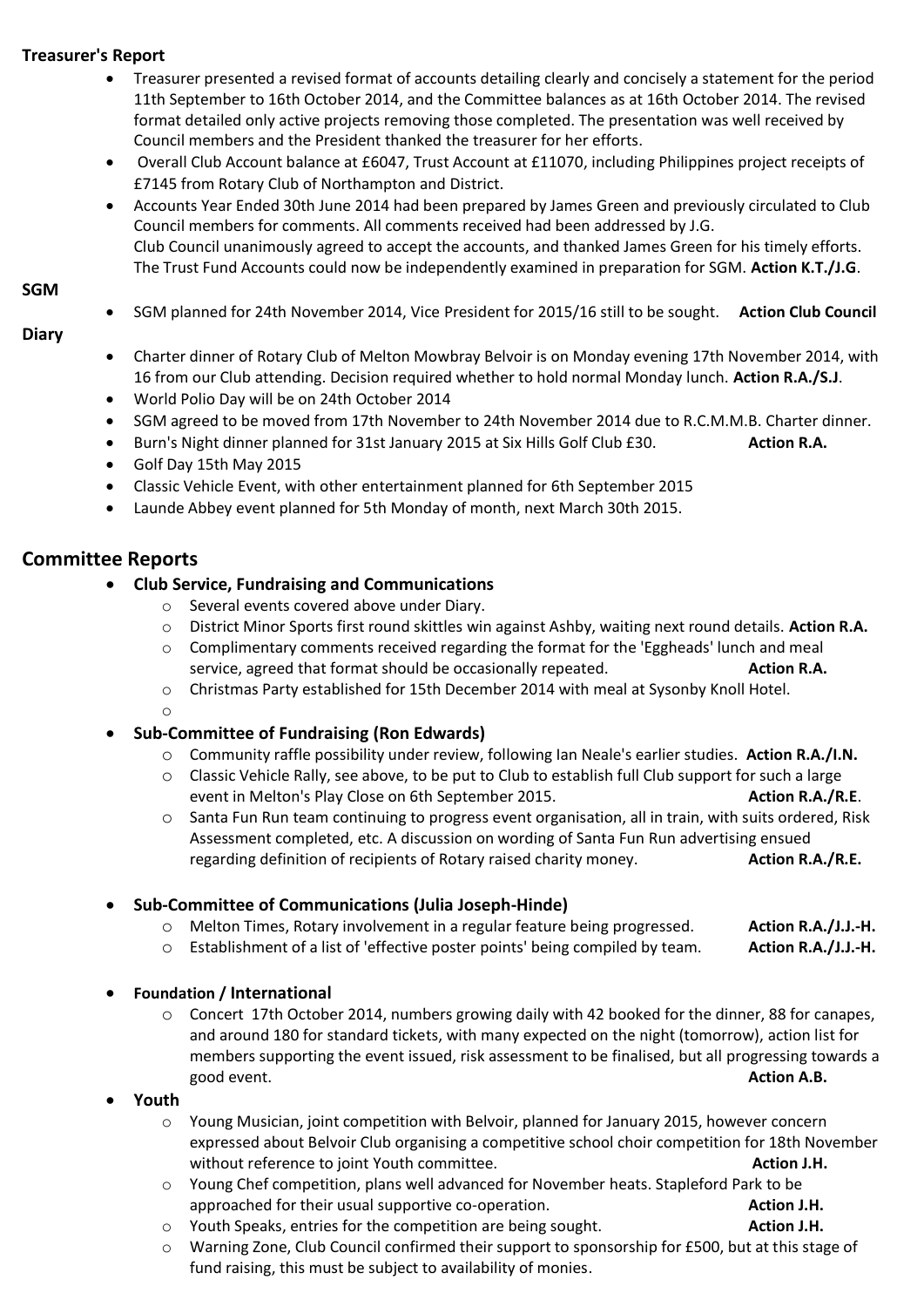**Treasurer's Report**

- Treasurer presented a revised format of accounts detailing clearly and concisely a statement for the period 11th September to 16th October 2014, and the Committee balances as at 16th October 2014. The revised format detailed only active projects removing those completed. The presentation was well received by Council members and the President thanked the treasurer for her efforts.
- Overall Club Account balance at £6047, Trust Account at £11070, including Philippines project receipts of £7145 from Rotary Club of Northampton and District.
- Accounts Year Ended 30th June 2014 had been prepared by James Green and previously circulated to Club Council members for comments. All comments received had been addressed by J.G. Club Council unanimously agreed to accept the accounts, and thanked James Green for his timely efforts. The Trust Fund Accounts could now be independently examined in preparation for SGM. **Action K.T./J.G**.

**SGM**

- SGM planned for 24th November 2014, Vice President for 2015/16 still to be sought. **Action Club Council**

**Diary**

- Charter dinner of Rotary Club of Melton Mowbray Belvoir is on Monday evening 17th November 2014, with 16 from our Club attending. Decision required whether to hold normal Monday lunch. **Action R.A./S.J**.
- World Polio Day will be on 24th October 2014
- SGM agreed to be moved from 17th November to 24th November 2014 due to R.C.M.M.B. Charter dinner.
- Burn's Night dinner planned for 31st January 2015 at Six Hills Golf Club £30. **Action R.A.**
- Golf Day 15th May 2015
- Classic Vehicle Event, with other entertainment planned for 6th September 2015
- Launde Abbey event planned for 5th Monday of month, next March 30th 2015.

## Committee Reports

- **Club Service, Fundraising and Communications**
  - Several events covered above under Diary.
  - District Minor Sports first round skittles win against Ashby, waiting next round details. **Action R.A.**
  - Complimentary comments received regarding the format for the 'Eggheads' lunch and meal service, agreed that format should be occasionally repeated. **Action R.A.**
  - Christmas Party established for 15th December 2014 with meal at Sysonby Knoll Hotel.
- **Sub-Committee of Fundraising (Ron Edwards)**
  - Community raffle possibility under review, following Ian Neale's earlier studies. **Action R.A./I.N.**
  - Classic Vehicle Rally, see above, to be put to Club to establish full Club support for such a large event in Melton's Play Close on 6th September 2015. **Action R.A./R.E**.
  - Santa Fun Run team continuing to progress event organisation, all in train, with suits ordered, Risk Assessment completed, etc. A discussion on wording of Santa Fun Run advertising ensued regarding definition of recipients of Rotary raised charity money. **Action R.A./R.E.**
- **Sub-Committee of Communications (Julia Joseph-Hinde)**
  - Melton Times, Rotary involvement in a regular feature being progressed. **Action R.A./J.J.-H.**
  - Establishment of a list of 'effective poster points' being compiled by team. **Action R.A./J.J.-H.**
- **Foundation / International**
  - Concert 17th October 2014, numbers growing daily with 42 booked for the dinner, 88 for canapes, and around 180 for standard tickets, with many expected on the night (tomorrow), action list for members supporting the event issued, risk assessment to be finalised, but all progressing towards a good event. **Action A.B.**
- **Youth**
  - Young Musician, joint competition with Belvoir, planned for January 2015, however concern expressed about Belvoir Club organising a competitive school choir competition for 18th November without reference to joint Youth committee. **Action J.H.**
  - Young Chef competition, plans well advanced for November heats. Stapleford Park to be approached for their usual supportive co-operation. **Action J.H.**
  - Youth Speaks, entries for the competition are being sought. **Action J.H.**
  - Warning Zone, Club Council confirmed their support to sponsorship for £500, but at this stage of fund raising, this must be subject to availability of monies.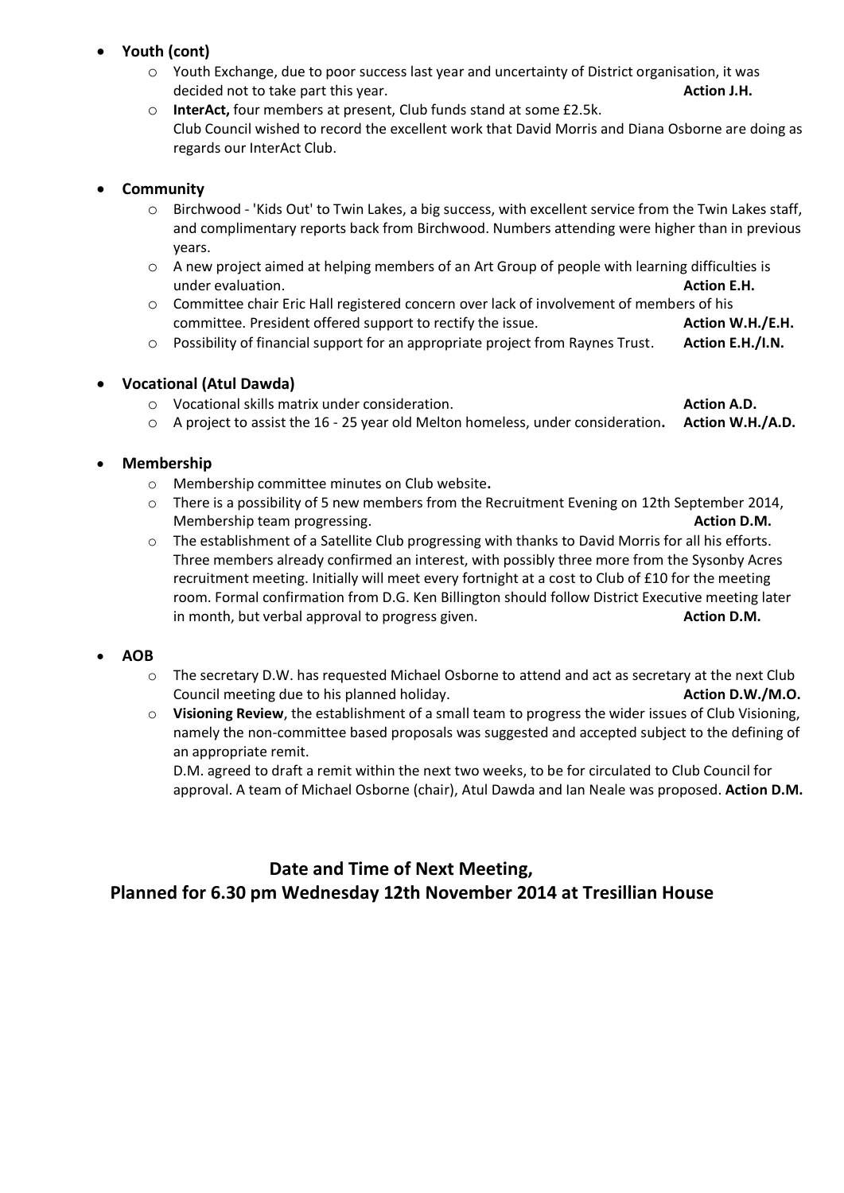- **Youth (cont)**
    - Youth Exchange, due to poor success last year and uncertainty of District organisation, it was decided not to take part this year. **Action J.H.**
    - **InterAct,** four members at present, Club funds stand at some £2.5k.
      Club Council wished to record the excellent work that David Morris and Diana Osborne are doing as regards our InterAct Club.

- **Community**
    - Birchwood - 'Kids Out' to Twin Lakes, a big success, with excellent service from the Twin Lakes staff, and complimentary reports back from Birchwood. Numbers attending were higher than in previous years.
    - A new project aimed at helping members of an Art Group of people with learning difficulties is under evaluation. **Action E.H.**
    - Committee chair Eric Hall registered concern over lack of involvement of members of his committee. President offered support to rectify the issue. **Action W.H./E.H.**
    - Possibility of financial support for an appropriate project from Raynes Trust. **Action E.H./I.N.**

- **Vocational (Atul Dawda)**
    - Vocational skills matrix under consideration. **Action A.D.**
    - A project to assist the 16 - 25 year old Melton homeless, under consideration**.** **Action W.H./A.D.**

- **Membership**
    - Membership committee minutes on Club website**.**
    - There is a possibility of 5 new members from the Recruitment Evening on 12th September 2014, Membership team progressing. **Action D.M.**
    - The establishment of a Satellite Club progressing with thanks to David Morris for all his efforts. Three members already confirmed an interest, with possibly three more from the Sysonby Acres recruitment meeting. Initially will meet every fortnight at a cost to Club of £10 for the meeting room. Formal confirmation from D.G. Ken Billington should follow District Executive meeting later in month, but verbal approval to progress given. **Action D.M.**

- **AOB**
    - The secretary D.W. has requested Michael Osborne to attend and act as secretary at the next Club Council meeting due to his planned holiday. **Action D.W./M.O.**
    - **Visioning Review**, the establishment of a small team to progress the wider issues of Club Visioning, namely the non-committee based proposals was suggested and accepted subject to the defining of an appropriate remit.
      D.M. agreed to draft a remit within the next two weeks, to be for circulated to Club Council for approval. A team of Michael Osborne (chair), Atul Dawda and Ian Neale was proposed. **Action D.M.**

**Date and Time of Next Meeting,**
**Planned for 6.30 pm Wednesday 12th November 2014 at Tresillian House**